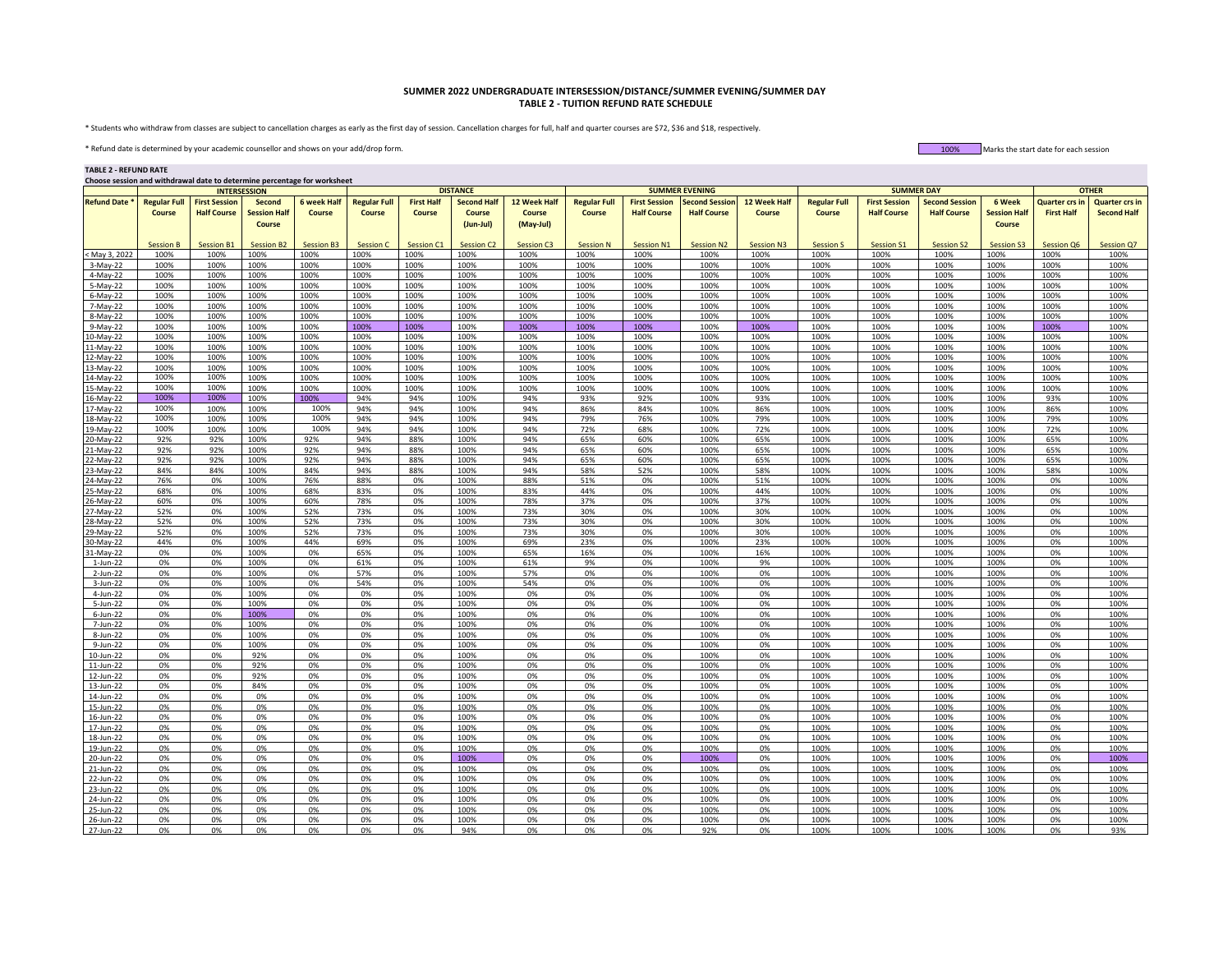# SUMMER 2022 UNDERGRADUATE INTERSESSION/DISTANCE/SUMMER EVENING/SUMMER DAY
## TABLE 2 - TUITION REFUND RATE SCHEDULE

* Students who withdraw from classes are subject to cancellation charges as early as the first day of session. Cancellation charges for full, half and quarter courses are $72, $36 and $18, respectively.

* Refund date is determined by your academic counsellor and shows on your add/drop form.

100% Marks the start date for each session

**TABLE 2 - REFUND RATE**

**Choose session and withdrawal date to determine percentage for worksheet**

| | INTERSESSION | | | | DISTANCE | | | | SUMMER EVENING | | | | SUMMER DAY | | | | OTHER | |
|---|---|---|---|---|---|---|---|---|---|---|---|---|---|---|---|---|---|---|
| Refund Date * | Regular Full Course | First Session Half Course | Second Session Half Course | 6 week Half Course | Regular Full Course | First Half Course | Second Half Course (Jun-Jul) | 12 Week Half Course (May-Jul) | Regular Full Course | First Session Half Course | Second Session Half Course | 12 Week Half Course | Regular Full Course | First Session Half Course | Second Session Half Course | 6 Week Session Half Course | Quarter crs in First Half | Quarter crs in Second Half |
| | Session B | Session B1 | Session B2 | Session B3 | Session C | Session C1 | Session C2 | Session C3 | Session N | Session N1 | Session N2 | Session N3 | Session S | Session S1 | Session S2 | Session S3 | Session Q6 | Session Q7 |
| < May 3, 2022 | 100% | 100% | 100% | 100% | 100% | 100% | 100% | 100% | 100% | 100% | 100% | 100% | 100% | 100% | 100% | 100% | 100% | 100% |
| 3-May-22 | 100% | 100% | 100% | 100% | 100% | 100% | 100% | 100% | 100% | 100% | 100% | 100% | 100% | 100% | 100% | 100% | 100% | 100% |
| 4-May-22 | 100% | 100% | 100% | 100% | 100% | 100% | 100% | 100% | 100% | 100% | 100% | 100% | 100% | 100% | 100% | 100% | 100% | 100% |
| 5-May-22 | 100% | 100% | 100% | 100% | 100% | 100% | 100% | 100% | 100% | 100% | 100% | 100% | 100% | 100% | 100% | 100% | 100% | 100% |
| 6-May-22 | 100% | 100% | 100% | 100% | 100% | 100% | 100% | 100% | 100% | 100% | 100% | 100% | 100% | 100% | 100% | 100% | 100% | 100% |
| 7-May-22 | 100% | 100% | 100% | 100% | 100% | 100% | 100% | 100% | 100% | 100% | 100% | 100% | 100% | 100% | 100% | 100% | 100% | 100% |
| 8-May-22 | 100% | 100% | 100% | 100% | 100% | 100% | 100% | 100% | 100% | 100% | 100% | 100% | 100% | 100% | 100% | 100% | 100% | 100% |
| 9-May-22 | 100% | 100% | 100% | 100% | 100% | 100% | 100% | 100% | 100% | 100% | 100% | 100% | 100% | 100% | 100% | 100% | 100% | 100% |
| 10-May-22 | 100% | 100% | 100% | 100% | 100% | 100% | 100% | 100% | 100% | 100% | 100% | 100% | 100% | 100% | 100% | 100% | 100% | 100% |
| 11-May-22 | 100% | 100% | 100% | 100% | 100% | 100% | 100% | 100% | 100% | 100% | 100% | 100% | 100% | 100% | 100% | 100% | 100% | 100% |
| 12-May-22 | 100% | 100% | 100% | 100% | 100% | 100% | 100% | 100% | 100% | 100% | 100% | 100% | 100% | 100% | 100% | 100% | 100% | 100% |
| 13-May-22 | 100% | 100% | 100% | 100% | 100% | 100% | 100% | 100% | 100% | 100% | 100% | 100% | 100% | 100% | 100% | 100% | 100% | 100% |
| 14-May-22 | 100% | 100% | 100% | 100% | 100% | 100% | 100% | 100% | 100% | 100% | 100% | 100% | 100% | 100% | 100% | 100% | 100% | 100% |
| 15-May-22 | 100% | 100% | 100% | 100% | 100% | 100% | 100% | 100% | 100% | 100% | 100% | 100% | 100% | 100% | 100% | 100% | 100% | 100% |
| 16-May-22 | 100% | 100% | 100% | 100% | 94% | 94% | 100% | 94% | 93% | 92% | 100% | 93% | 100% | 100% | 100% | 100% | 93% | 100% |
| 17-May-22 | 100% | 100% | 100% | 100% | 94% | 94% | 100% | 94% | 86% | 84% | 100% | 86% | 100% | 100% | 100% | 100% | 86% | 100% |
| 18-May-22 | 100% | 100% | 100% | 100% | 94% | 94% | 100% | 94% | 79% | 76% | 100% | 79% | 100% | 100% | 100% | 100% | 79% | 100% |
| 19-May-22 | 100% | 100% | 100% | 100% | 94% | 94% | 100% | 94% | 72% | 68% | 100% | 72% | 100% | 100% | 100% | 100% | 72% | 100% |
| 20-May-22 | 92% | 92% | 100% | 92% | 94% | 88% | 100% | 94% | 65% | 60% | 100% | 65% | 100% | 100% | 100% | 100% | 65% | 100% |
| 21-May-22 | 92% | 92% | 100% | 92% | 94% | 88% | 100% | 94% | 65% | 60% | 100% | 65% | 100% | 100% | 100% | 100% | 65% | 100% |
| 22-May-22 | 92% | 92% | 100% | 92% | 94% | 88% | 100% | 94% | 65% | 60% | 100% | 65% | 100% | 100% | 100% | 100% | 65% | 100% |
| 23-May-22 | 84% | 84% | 100% | 84% | 94% | 88% | 100% | 94% | 58% | 52% | 100% | 58% | 100% | 100% | 100% | 100% | 58% | 100% |
| 24-May-22 | 76% | 0% | 100% | 76% | 88% | 0% | 100% | 88% | 51% | 0% | 100% | 51% | 100% | 100% | 100% | 100% | 0% | 100% |
| 25-May-22 | 68% | 0% | 100% | 68% | 83% | 0% | 100% | 83% | 44% | 0% | 100% | 44% | 100% | 100% | 100% | 100% | 0% | 100% |
| 26-May-22 | 60% | 0% | 100% | 60% | 78% | 0% | 100% | 78% | 37% | 0% | 100% | 37% | 100% | 100% | 100% | 100% | 0% | 100% |
| 27-May-22 | 52% | 0% | 100% | 52% | 73% | 0% | 100% | 73% | 30% | 0% | 100% | 30% | 100% | 100% | 100% | 100% | 0% | 100% |
| 28-May-22 | 52% | 0% | 100% | 52% | 73% | 0% | 100% | 73% | 30% | 0% | 100% | 30% | 100% | 100% | 100% | 100% | 0% | 100% |
| 29-May-22 | 52% | 0% | 100% | 52% | 73% | 0% | 100% | 73% | 30% | 0% | 100% | 30% | 100% | 100% | 100% | 100% | 0% | 100% |
| 30-May-22 | 44% | 0% | 100% | 44% | 69% | 0% | 100% | 69% | 23% | 0% | 100% | 23% | 100% | 100% | 100% | 100% | 0% | 100% |
| 31-May-22 | 0% | 0% | 100% | 0% | 65% | 0% | 100% | 65% | 16% | 0% | 100% | 16% | 100% | 100% | 100% | 100% | 0% | 100% |
| 1-Jun-22 | 0% | 0% | 100% | 0% | 61% | 0% | 100% | 61% | 9% | 0% | 100% | 9% | 100% | 100% | 100% | 100% | 0% | 100% |
| 2-Jun-22 | 0% | 0% | 100% | 0% | 57% | 0% | 100% | 57% | 0% | 0% | 100% | 0% | 100% | 100% | 100% | 100% | 0% | 100% |
| 3-Jun-22 | 0% | 0% | 100% | 0% | 54% | 0% | 100% | 54% | 0% | 0% | 100% | 0% | 100% | 100% | 100% | 100% | 0% | 100% |
| 4-Jun-22 | 0% | 0% | 100% | 0% | 0% | 0% | 100% | 0% | 0% | 0% | 100% | 0% | 100% | 100% | 100% | 100% | 0% | 100% |
| 5-Jun-22 | 0% | 0% | 100% | 0% | 0% | 0% | 100% | 0% | 0% | 0% | 100% | 0% | 100% | 100% | 100% | 100% | 0% | 100% |
| 6-Jun-22 | 0% | 0% | 100% | 0% | 0% | 0% | 100% | 0% | 0% | 0% | 100% | 0% | 100% | 100% | 100% | 100% | 0% | 100% |
| 7-Jun-22 | 0% | 0% | 100% | 0% | 0% | 0% | 100% | 0% | 0% | 0% | 100% | 0% | 100% | 100% | 100% | 100% | 0% | 100% |
| 8-Jun-22 | 0% | 0% | 100% | 0% | 0% | 0% | 100% | 0% | 0% | 0% | 100% | 0% | 100% | 100% | 100% | 100% | 0% | 100% |
| 9-Jun-22 | 0% | 0% | 100% | 0% | 0% | 0% | 100% | 0% | 0% | 0% | 100% | 0% | 100% | 100% | 100% | 100% | 0% | 100% |
| 10-Jun-22 | 0% | 0% | 92% | 0% | 0% | 0% | 100% | 0% | 0% | 0% | 100% | 0% | 100% | 100% | 100% | 100% | 0% | 100% |
| 11-Jun-22 | 0% | 0% | 92% | 0% | 0% | 0% | 100% | 0% | 0% | 0% | 100% | 0% | 100% | 100% | 100% | 100% | 0% | 100% |
| 12-Jun-22 | 0% | 0% | 92% | 0% | 0% | 0% | 100% | 0% | 0% | 0% | 100% | 0% | 100% | 100% | 100% | 100% | 0% | 100% |
| 13-Jun-22 | 0% | 0% | 84% | 0% | 0% | 0% | 100% | 0% | 0% | 0% | 100% | 0% | 100% | 100% | 100% | 100% | 0% | 100% |
| 14-Jun-22 | 0% | 0% | 0% | 0% | 0% | 0% | 100% | 0% | 0% | 0% | 100% | 0% | 100% | 100% | 100% | 100% | 0% | 100% |
| 15-Jun-22 | 0% | 0% | 0% | 0% | 0% | 0% | 100% | 0% | 0% | 0% | 100% | 0% | 100% | 100% | 100% | 100% | 0% | 100% |
| 16-Jun-22 | 0% | 0% | 0% | 0% | 0% | 0% | 100% | 0% | 0% | 0% | 100% | 0% | 100% | 100% | 100% | 100% | 0% | 100% |
| 17-Jun-22 | 0% | 0% | 0% | 0% | 0% | 0% | 100% | 0% | 0% | 0% | 100% | 0% | 100% | 100% | 100% | 100% | 0% | 100% |
| 18-Jun-22 | 0% | 0% | 0% | 0% | 0% | 0% | 100% | 0% | 0% | 0% | 100% | 0% | 100% | 100% | 100% | 100% | 0% | 100% |
| 19-Jun-22 | 0% | 0% | 0% | 0% | 0% | 0% | 100% | 0% | 0% | 0% | 100% | 0% | 100% | 100% | 100% | 100% | 0% | 100% |
| 20-Jun-22 | 0% | 0% | 0% | 0% | 0% | 0% | 100% | 0% | 0% | 0% | 100% | 0% | 100% | 100% | 100% | 100% | 0% | 100% |
| 21-Jun-22 | 0% | 0% | 0% | 0% | 0% | 0% | 100% | 0% | 0% | 0% | 100% | 0% | 100% | 100% | 100% | 100% | 0% | 100% |
| 22-Jun-22 | 0% | 0% | 0% | 0% | 0% | 0% | 100% | 0% | 0% | 0% | 100% | 0% | 100% | 100% | 100% | 100% | 0% | 100% |
| 23-Jun-22 | 0% | 0% | 0% | 0% | 0% | 0% | 100% | 0% | 0% | 0% | 100% | 0% | 100% | 100% | 100% | 100% | 0% | 100% |
| 24-Jun-22 | 0% | 0% | 0% | 0% | 0% | 0% | 100% | 0% | 0% | 0% | 100% | 0% | 100% | 100% | 100% | 100% | 0% | 100% |
| 25-Jun-22 | 0% | 0% | 0% | 0% | 0% | 0% | 100% | 0% | 0% | 0% | 100% | 0% | 100% | 100% | 100% | 100% | 0% | 100% |
| 26-Jun-22 | 0% | 0% | 0% | 0% | 0% | 0% | 100% | 0% | 0% | 0% | 100% | 0% | 100% | 100% | 100% | 100% | 0% | 100% |
| 27-Jun-22 | 0% | 0% | 0% | 0% | 0% | 0% | 94% | 0% | 0% | 0% | 92% | 0% | 100% | 100% | 100% | 100% | 0% | 93% |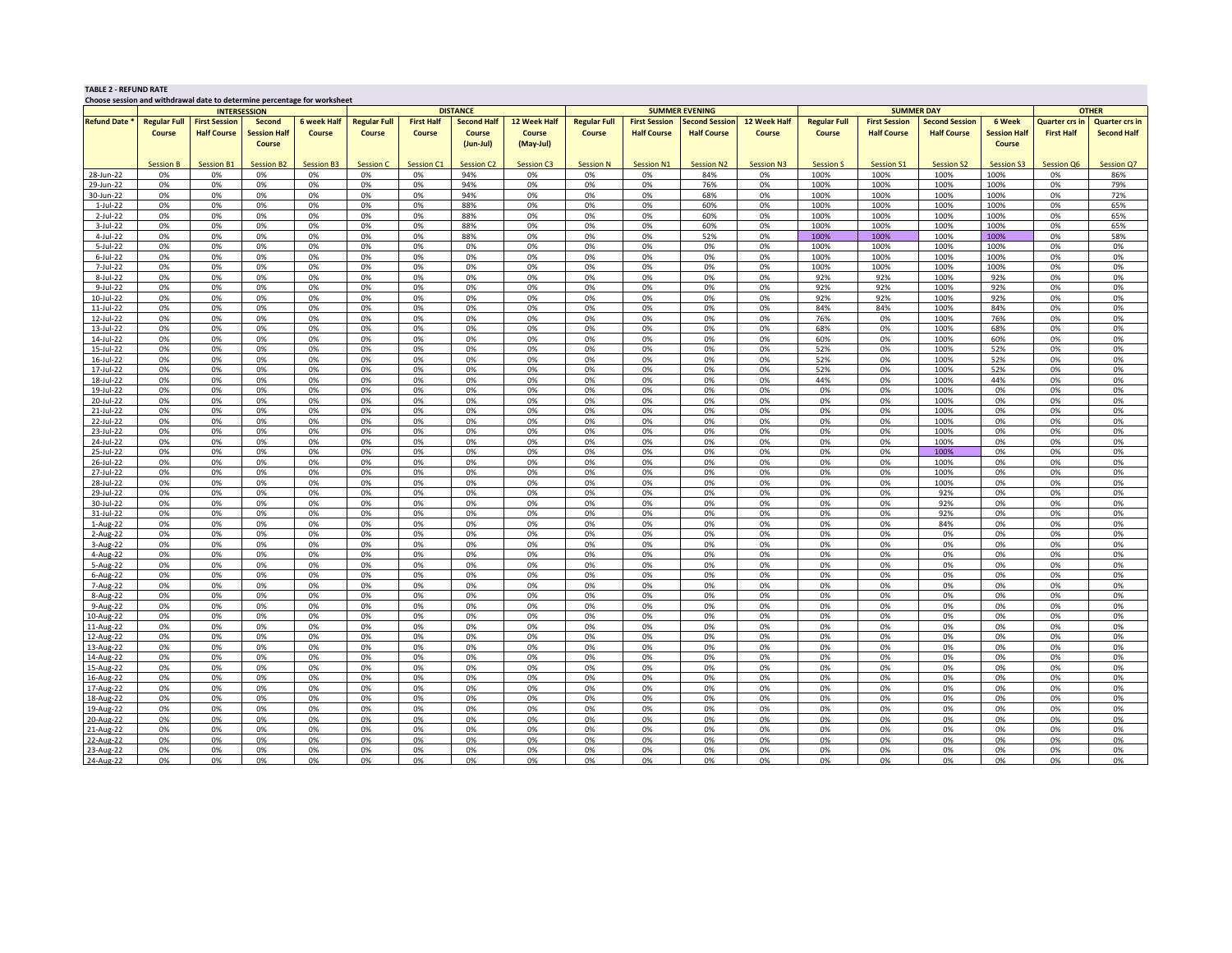**TABLE 2 - REFUND RATE**

**Choose session and withdrawal date to determine percentage for worksheet**

| | INTERSESSION | | | | DISTANCE | | | | SUMMER EVENING | | | | SUMMER DAY | | | | OTHER | |
|---|---|---|---|---|---|---|---|---|---|---|---|---|---|---|---|---|---|---|
| Refund Date * | Regular Full Course | First Session Half Course | Second Session Half Course | 6 week Half Course | Regular Full Course | First Half Course | Second Half Course (Jun-Jul) | 12 Week Half Course (May-Jul) | Regular Full Course | First Session Half Course | Second Session Half Course | 12 Week Half Course | Regular Full Course | First Session Half Course | Second Session Half Course | 6 Week Session Half Course | Quarter crs in First Half | Quarter crs in Second Half |
| | Session B | Session B1 | Session B2 | Session B3 | Session C | Session C1 | Session C2 | Session C3 | Session N | Session N1 | Session N2 | Session N3 | Session S | Session S1 | Session S2 | Session S3 | Session Q6 | Session Q7 |
| 28-Jun-22 | 0% | 0% | 0% | 0% | 0% | 0% | 94% | 0% | 0% | 0% | 84% | 0% | 100% | 100% | 100% | 100% | 0% | 86% |
| 29-Jun-22 | 0% | 0% | 0% | 0% | 0% | 0% | 94% | 0% | 0% | 0% | 76% | 0% | 100% | 100% | 100% | 100% | 0% | 79% |
| 30-Jun-22 | 0% | 0% | 0% | 0% | 0% | 0% | 94% | 0% | 0% | 0% | 68% | 0% | 100% | 100% | 100% | 100% | 0% | 72% |
| 1-Jul-22 | 0% | 0% | 0% | 0% | 0% | 0% | 88% | 0% | 0% | 0% | 60% | 0% | 100% | 100% | 100% | 100% | 0% | 65% |
| 2-Jul-22 | 0% | 0% | 0% | 0% | 0% | 0% | 88% | 0% | 0% | 0% | 60% | 0% | 100% | 100% | 100% | 100% | 0% | 65% |
| 3-Jul-22 | 0% | 0% | 0% | 0% | 0% | 0% | 88% | 0% | 0% | 0% | 60% | 0% | 100% | 100% | 100% | 100% | 0% | 65% |
| 4-Jul-22 | 0% | 0% | 0% | 0% | 0% | 0% | 88% | 0% | 0% | 0% | 52% | 0% | 100% | 100% | 100% | 100% | 0% | 58% |
| 5-Jul-22 | 0% | 0% | 0% | 0% | 0% | 0% | 0% | 0% | 0% | 0% | 0% | 0% | 100% | 100% | 100% | 100% | 0% | 0% |
| 6-Jul-22 | 0% | 0% | 0% | 0% | 0% | 0% | 0% | 0% | 0% | 0% | 0% | 0% | 100% | 100% | 100% | 100% | 0% | 0% |
| 7-Jul-22 | 0% | 0% | 0% | 0% | 0% | 0% | 0% | 0% | 0% | 0% | 0% | 0% | 100% | 100% | 100% | 100% | 0% | 0% |
| 8-Jul-22 | 0% | 0% | 0% | 0% | 0% | 0% | 0% | 0% | 0% | 0% | 0% | 0% | 92% | 92% | 100% | 92% | 0% | 0% |
| 9-Jul-22 | 0% | 0% | 0% | 0% | 0% | 0% | 0% | 0% | 0% | 0% | 0% | 0% | 92% | 92% | 100% | 92% | 0% | 0% |
| 10-Jul-22 | 0% | 0% | 0% | 0% | 0% | 0% | 0% | 0% | 0% | 0% | 0% | 0% | 92% | 92% | 100% | 92% | 0% | 0% |
| 11-Jul-22 | 0% | 0% | 0% | 0% | 0% | 0% | 0% | 0% | 0% | 0% | 0% | 0% | 84% | 84% | 100% | 84% | 0% | 0% |
| 12-Jul-22 | 0% | 0% | 0% | 0% | 0% | 0% | 0% | 0% | 0% | 0% | 0% | 0% | 76% | 0% | 100% | 76% | 0% | 0% |
| 13-Jul-22 | 0% | 0% | 0% | 0% | 0% | 0% | 0% | 0% | 0% | 0% | 0% | 0% | 68% | 0% | 100% | 68% | 0% | 0% |
| 14-Jul-22 | 0% | 0% | 0% | 0% | 0% | 0% | 0% | 0% | 0% | 0% | 0% | 0% | 60% | 0% | 100% | 60% | 0% | 0% |
| 15-Jul-22 | 0% | 0% | 0% | 0% | 0% | 0% | 0% | 0% | 0% | 0% | 0% | 0% | 52% | 0% | 100% | 52% | 0% | 0% |
| 16-Jul-22 | 0% | 0% | 0% | 0% | 0% | 0% | 0% | 0% | 0% | 0% | 0% | 0% | 52% | 0% | 100% | 52% | 0% | 0% |
| 17-Jul-22 | 0% | 0% | 0% | 0% | 0% | 0% | 0% | 0% | 0% | 0% | 0% | 0% | 52% | 0% | 100% | 52% | 0% | 0% |
| 18-Jul-22 | 0% | 0% | 0% | 0% | 0% | 0% | 0% | 0% | 0% | 0% | 0% | 0% | 44% | 0% | 100% | 44% | 0% | 0% |
| 19-Jul-22 | 0% | 0% | 0% | 0% | 0% | 0% | 0% | 0% | 0% | 0% | 0% | 0% | 0% | 0% | 100% | 0% | 0% | 0% |
| 20-Jul-22 | 0% | 0% | 0% | 0% | 0% | 0% | 0% | 0% | 0% | 0% | 0% | 0% | 0% | 0% | 100% | 0% | 0% | 0% |
| 21-Jul-22 | 0% | 0% | 0% | 0% | 0% | 0% | 0% | 0% | 0% | 0% | 0% | 0% | 0% | 0% | 100% | 0% | 0% | 0% |
| 22-Jul-22 | 0% | 0% | 0% | 0% | 0% | 0% | 0% | 0% | 0% | 0% | 0% | 0% | 0% | 0% | 100% | 0% | 0% | 0% |
| 23-Jul-22 | 0% | 0% | 0% | 0% | 0% | 0% | 0% | 0% | 0% | 0% | 0% | 0% | 0% | 0% | 100% | 0% | 0% | 0% |
| 24-Jul-22 | 0% | 0% | 0% | 0% | 0% | 0% | 0% | 0% | 0% | 0% | 0% | 0% | 0% | 0% | 100% | 0% | 0% | 0% |
| 25-Jul-22 | 0% | 0% | 0% | 0% | 0% | 0% | 0% | 0% | 0% | 0% | 0% | 0% | 0% | 0% | 100% | 0% | 0% | 0% |
| 26-Jul-22 | 0% | 0% | 0% | 0% | 0% | 0% | 0% | 0% | 0% | 0% | 0% | 0% | 0% | 0% | 100% | 0% | 0% | 0% |
| 27-Jul-22 | 0% | 0% | 0% | 0% | 0% | 0% | 0% | 0% | 0% | 0% | 0% | 0% | 0% | 0% | 100% | 0% | 0% | 0% |
| 28-Jul-22 | 0% | 0% | 0% | 0% | 0% | 0% | 0% | 0% | 0% | 0% | 0% | 0% | 0% | 0% | 100% | 0% | 0% | 0% |
| 29-Jul-22 | 0% | 0% | 0% | 0% | 0% | 0% | 0% | 0% | 0% | 0% | 0% | 0% | 0% | 0% | 92% | 0% | 0% | 0% |
| 30-Jul-22 | 0% | 0% | 0% | 0% | 0% | 0% | 0% | 0% | 0% | 0% | 0% | 0% | 0% | 0% | 92% | 0% | 0% | 0% |
| 31-Jul-22 | 0% | 0% | 0% | 0% | 0% | 0% | 0% | 0% | 0% | 0% | 0% | 0% | 0% | 0% | 92% | 0% | 0% | 0% |
| 1-Aug-22 | 0% | 0% | 0% | 0% | 0% | 0% | 0% | 0% | 0% | 0% | 0% | 0% | 0% | 0% | 84% | 0% | 0% | 0% |
| 2-Aug-22 | 0% | 0% | 0% | 0% | 0% | 0% | 0% | 0% | 0% | 0% | 0% | 0% | 0% | 0% | 0% | 0% | 0% | 0% |
| 3-Aug-22 | 0% | 0% | 0% | 0% | 0% | 0% | 0% | 0% | 0% | 0% | 0% | 0% | 0% | 0% | 0% | 0% | 0% | 0% |
| 4-Aug-22 | 0% | 0% | 0% | 0% | 0% | 0% | 0% | 0% | 0% | 0% | 0% | 0% | 0% | 0% | 0% | 0% | 0% | 0% |
| 5-Aug-22 | 0% | 0% | 0% | 0% | 0% | 0% | 0% | 0% | 0% | 0% | 0% | 0% | 0% | 0% | 0% | 0% | 0% | 0% |
| 6-Aug-22 | 0% | 0% | 0% | 0% | 0% | 0% | 0% | 0% | 0% | 0% | 0% | 0% | 0% | 0% | 0% | 0% | 0% | 0% |
| 7-Aug-22 | 0% | 0% | 0% | 0% | 0% | 0% | 0% | 0% | 0% | 0% | 0% | 0% | 0% | 0% | 0% | 0% | 0% | 0% |
| 8-Aug-22 | 0% | 0% | 0% | 0% | 0% | 0% | 0% | 0% | 0% | 0% | 0% | 0% | 0% | 0% | 0% | 0% | 0% | 0% |
| 9-Aug-22 | 0% | 0% | 0% | 0% | 0% | 0% | 0% | 0% | 0% | 0% | 0% | 0% | 0% | 0% | 0% | 0% | 0% | 0% |
| 10-Aug-22 | 0% | 0% | 0% | 0% | 0% | 0% | 0% | 0% | 0% | 0% | 0% | 0% | 0% | 0% | 0% | 0% | 0% | 0% |
| 11-Aug-22 | 0% | 0% | 0% | 0% | 0% | 0% | 0% | 0% | 0% | 0% | 0% | 0% | 0% | 0% | 0% | 0% | 0% | 0% |
| 12-Aug-22 | 0% | 0% | 0% | 0% | 0% | 0% | 0% | 0% | 0% | 0% | 0% | 0% | 0% | 0% | 0% | 0% | 0% | 0% |
| 13-Aug-22 | 0% | 0% | 0% | 0% | 0% | 0% | 0% | 0% | 0% | 0% | 0% | 0% | 0% | 0% | 0% | 0% | 0% | 0% |
| 14-Aug-22 | 0% | 0% | 0% | 0% | 0% | 0% | 0% | 0% | 0% | 0% | 0% | 0% | 0% | 0% | 0% | 0% | 0% | 0% |
| 15-Aug-22 | 0% | 0% | 0% | 0% | 0% | 0% | 0% | 0% | 0% | 0% | 0% | 0% | 0% | 0% | 0% | 0% | 0% | 0% |
| 16-Aug-22 | 0% | 0% | 0% | 0% | 0% | 0% | 0% | 0% | 0% | 0% | 0% | 0% | 0% | 0% | 0% | 0% | 0% | 0% |
| 17-Aug-22 | 0% | 0% | 0% | 0% | 0% | 0% | 0% | 0% | 0% | 0% | 0% | 0% | 0% | 0% | 0% | 0% | 0% | 0% |
| 18-Aug-22 | 0% | 0% | 0% | 0% | 0% | 0% | 0% | 0% | 0% | 0% | 0% | 0% | 0% | 0% | 0% | 0% | 0% | 0% |
| 19-Aug-22 | 0% | 0% | 0% | 0% | 0% | 0% | 0% | 0% | 0% | 0% | 0% | 0% | 0% | 0% | 0% | 0% | 0% | 0% |
| 20-Aug-22 | 0% | 0% | 0% | 0% | 0% | 0% | 0% | 0% | 0% | 0% | 0% | 0% | 0% | 0% | 0% | 0% | 0% | 0% |
| 21-Aug-22 | 0% | 0% | 0% | 0% | 0% | 0% | 0% | 0% | 0% | 0% | 0% | 0% | 0% | 0% | 0% | 0% | 0% | 0% |
| 22-Aug-22 | 0% | 0% | 0% | 0% | 0% | 0% | 0% | 0% | 0% | 0% | 0% | 0% | 0% | 0% | 0% | 0% | 0% | 0% |
| 23-Aug-22 | 0% | 0% | 0% | 0% | 0% | 0% | 0% | 0% | 0% | 0% | 0% | 0% | 0% | 0% | 0% | 0% | 0% | 0% |
| 24-Aug-22 | 0% | 0% | 0% | 0% | 0% | 0% | 0% | 0% | 0% | 0% | 0% | 0% | 0% | 0% | 0% | 0% | 0% | 0% |